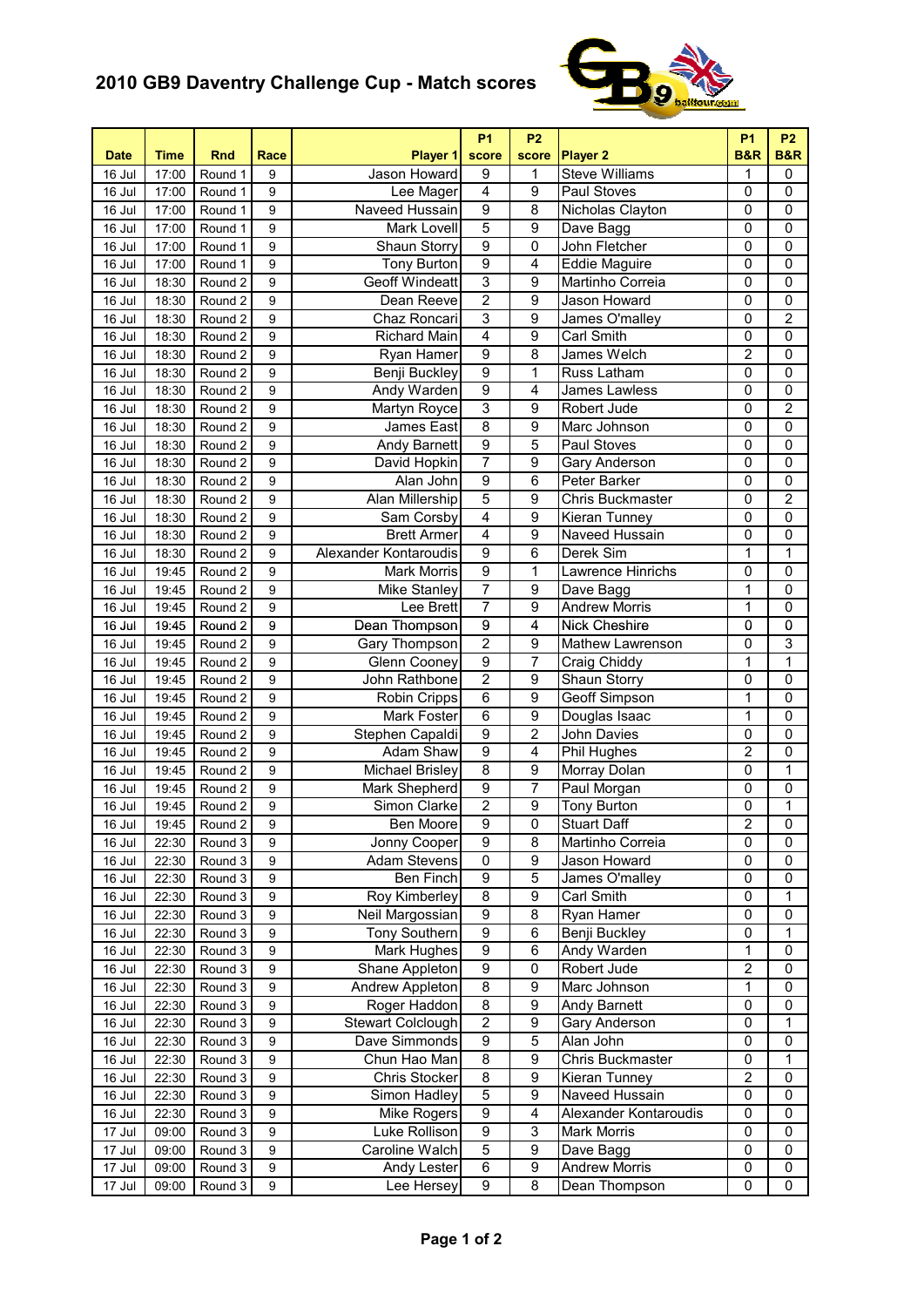# 2010 GB9 Daventry Challenge Cup - Match scores

| Date | Time | Rnd | Race | Player 1 | P1 score | P2 score | Player 2 | P1 B&R | P2 B&R |
|---|---|---|---|---|---|---|---|---|---|
| 16 Jul | 17:00 | Round 1 | 9 | Jason Howard | 9 | 1 | Steve Williams | 1 | 0 |
| 16 Jul | 17:00 | Round 1 | 9 | Lee Mager | 4 | 9 | Paul Stoves | 0 | 0 |
| 16 Jul | 17:00 | Round 1 | 9 | Naveed Hussain | 9 | 8 | Nicholas Clayton | 0 | 0 |
| 16 Jul | 17:00 | Round 1 | 9 | Mark Lovell | 5 | 9 | Dave Bagg | 0 | 0 |
| 16 Jul | 17:00 | Round 1 | 9 | Shaun Storry | 9 | 0 | John Fletcher | 0 | 0 |
| 16 Jul | 17:00 | Round 1 | 9 | Tony Burton | 9 | 4 | Eddie Maguire | 0 | 0 |
| 16 Jul | 18:30 | Round 2 | 9 | Geoff Windeatt | 3 | 9 | Martinho Correia | 0 | 0 |
| 16 Jul | 18:30 | Round 2 | 9 | Dean Reeve | 2 | 9 | Jason Howard | 0 | 0 |
| 16 Jul | 18:30 | Round 2 | 9 | Chaz Roncari | 3 | 9 | James O'malley | 0 | 2 |
| 16 Jul | 18:30 | Round 2 | 9 | Richard Main | 4 | 9 | Carl Smith | 0 | 0 |
| 16 Jul | 18:30 | Round 2 | 9 | Ryan Hamer | 9 | 8 | James Welch | 2 | 0 |
| 16 Jul | 18:30 | Round 2 | 9 | Benji Buckley | 9 | 1 | Russ Latham | 0 | 0 |
| 16 Jul | 18:30 | Round 2 | 9 | Andy Warden | 9 | 4 | James Lawless | 0 | 0 |
| 16 Jul | 18:30 | Round 2 | 9 | Martyn Royce | 3 | 9 | Robert Jude | 0 | 2 |
| 16 Jul | 18:30 | Round 2 | 9 | James East | 8 | 9 | Marc Johnson | 0 | 0 |
| 16 Jul | 18:30 | Round 2 | 9 | Andy Barnett | 9 | 5 | Paul Stoves | 0 | 0 |
| 16 Jul | 18:30 | Round 2 | 9 | David Hopkin | 7 | 9 | Gary Anderson | 0 | 0 |
| 16 Jul | 18:30 | Round 2 | 9 | Alan John | 9 | 6 | Peter Barker | 0 | 0 |
| 16 Jul | 18:30 | Round 2 | 9 | Alan Millership | 5 | 9 | Chris Buckmaster | 0 | 2 |
| 16 Jul | 18:30 | Round 2 | 9 | Sam Corsby | 4 | 9 | Kieran Tunney | 0 | 0 |
| 16 Jul | 18:30 | Round 2 | 9 | Brett Armer | 4 | 9 | Naveed Hussain | 0 | 0 |
| 16 Jul | 18:30 | Round 2 | 9 | Alexander Kontaroudis | 9 | 6 | Derek Sim | 1 | 1 |
| 16 Jul | 19:45 | Round 2 | 9 | Mark Morris | 9 | 1 | Lawrence Hinrichs | 0 | 0 |
| 16 Jul | 19:45 | Round 2 | 9 | Mike Stanley | 7 | 9 | Dave Bagg | 1 | 0 |
| 16 Jul | 19:45 | Round 2 | 9 | Lee Brett | 7 | 9 | Andrew Morris | 1 | 0 |
| 16 Jul | 19:45 | Round 2 | 9 | Dean Thompson | 9 | 4 | Nick Cheshire | 0 | 0 |
| 16 Jul | 19:45 | Round 2 | 9 | Gary Thompson | 2 | 9 | Mathew Lawrenson | 0 | 3 |
| 16 Jul | 19:45 | Round 2 | 9 | Glenn Cooney | 9 | 7 | Craig Chiddy | 1 | 1 |
| 16 Jul | 19:45 | Round 2 | 9 | John Rathbone | 2 | 9 | Shaun Storry | 0 | 0 |
| 16 Jul | 19:45 | Round 2 | 9 | Robin Cripps | 6 | 9 | Geoff Simpson | 1 | 0 |
| 16 Jul | 19:45 | Round 2 | 9 | Mark Foster | 6 | 9 | Douglas Isaac | 1 | 0 |
| 16 Jul | 19:45 | Round 2 | 9 | Stephen Capaldi | 9 | 2 | John Davies | 0 | 0 |
| 16 Jul | 19:45 | Round 2 | 9 | Adam Shaw | 9 | 4 | Phil Hughes | 2 | 0 |
| 16 Jul | 19:45 | Round 2 | 9 | Michael Brisley | 8 | 9 | Morray Dolan | 0 | 1 |
| 16 Jul | 19:45 | Round 2 | 9 | Mark Shepherd | 9 | 7 | Paul Morgan | 0 | 0 |
| 16 Jul | 19:45 | Round 2 | 9 | Simon Clarke | 2 | 9 | Tony Burton | 0 | 1 |
| 16 Jul | 19:45 | Round 2 | 9 | Ben Moore | 9 | 0 | Stuart Daff | 2 | 0 |
| 16 Jul | 22:30 | Round 3 | 9 | Jonny Cooper | 9 | 8 | Martinho Correia | 0 | 0 |
| 16 Jul | 22:30 | Round 3 | 9 | Adam Stevens | 0 | 9 | Jason Howard | 0 | 0 |
| 16 Jul | 22:30 | Round 3 | 9 | Ben Finch | 9 | 5 | James O'malley | 0 | 0 |
| 16 Jul | 22:30 | Round 3 | 9 | Roy Kimberley | 8 | 9 | Carl Smith | 0 | 1 |
| 16 Jul | 22:30 | Round 3 | 9 | Neil Margossian | 9 | 8 | Ryan Hamer | 0 | 0 |
| 16 Jul | 22:30 | Round 3 | 9 | Tony Southern | 9 | 6 | Benji Buckley | 0 | 1 |
| 16 Jul | 22:30 | Round 3 | 9 | Mark Hughes | 9 | 6 | Andy Warden | 1 | 0 |
| 16 Jul | 22:30 | Round 3 | 9 | Shane Appleton | 9 | 0 | Robert Jude | 2 | 0 |
| 16 Jul | 22:30 | Round 3 | 9 | Andrew Appleton | 8 | 9 | Marc Johnson | 1 | 0 |
| 16 Jul | 22:30 | Round 3 | 9 | Roger Haddon | 8 | 9 | Andy Barnett | 0 | 0 |
| 16 Jul | 22:30 | Round 3 | 9 | Stewart Colclough | 2 | 9 | Gary Anderson | 0 | 1 |
| 16 Jul | 22:30 | Round 3 | 9 | Dave Simmonds | 9 | 5 | Alan John | 0 | 0 |
| 16 Jul | 22:30 | Round 3 | 9 | Chun Hao Man | 8 | 9 | Chris Buckmaster | 0 | 1 |
| 16 Jul | 22:30 | Round 3 | 9 | Chris Stocker | 8 | 9 | Kieran Tunney | 2 | 0 |
| 16 Jul | 22:30 | Round 3 | 9 | Simon Hadley | 5 | 9 | Naveed Hussain | 0 | 0 |
| 16 Jul | 22:30 | Round 3 | 9 | Mike Rogers | 9 | 4 | Alexander Kontaroudis | 0 | 0 |
| 17 Jul | 09:00 | Round 3 | 9 | Luke Rollison | 9 | 3 | Mark Morris | 0 | 0 |
| 17 Jul | 09:00 | Round 3 | 9 | Caroline Walch | 5 | 9 | Dave Bagg | 0 | 0 |
| 17 Jul | 09:00 | Round 3 | 9 | Andy Lester | 6 | 9 | Andrew Morris | 0 | 0 |
| 17 Jul | 09:00 | Round 3 | 9 | Lee Hersey | 9 | 8 | Dean Thompson | 0 | 0 |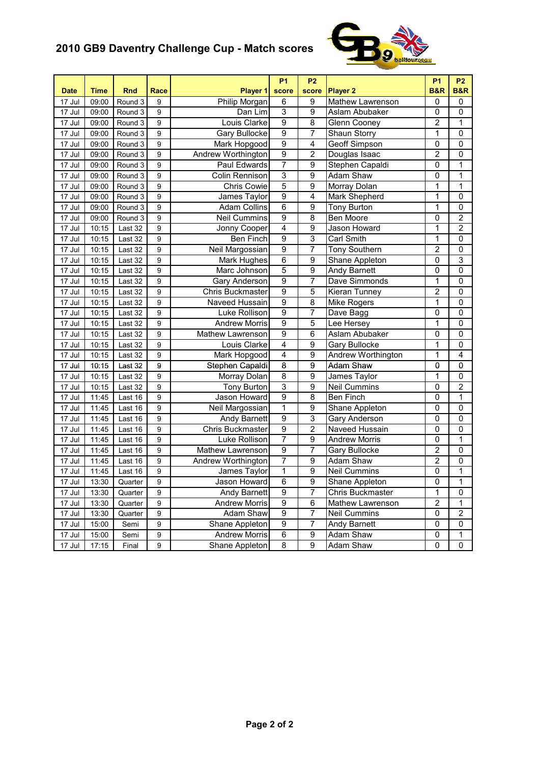# 2010 GB9 Daventry Challenge Cup - Match scores

| Date | Time | Rnd | Race | Player 1 | P1 score | P2 score | Player 2 | P1 B&R | P2 B&R |
|---|---|---|---|---|---|---|---|---|---|
| 17 Jul | 09:00 | Round 3 | 9 | Philip Morgan | 6 | 9 | Mathew Lawrenson | 0 | 0 |
| 17 Jul | 09:00 | Round 3 | 9 | Dan Lim | 3 | 9 | Aslam Abubaker | 0 | 0 |
| 17 Jul | 09:00 | Round 3 | 9 | Louis Clarke | 9 | 8 | Glenn Cooney | 2 | 1 |
| 17 Jul | 09:00 | Round 3 | 9 | Gary Bullocke | 9 | 7 | Shaun Storry | 1 | 0 |
| 17 Jul | 09:00 | Round 3 | 9 | Mark Hopgood | 9 | 4 | Geoff Simpson | 0 | 0 |
| 17 Jul | 09:00 | Round 3 | 9 | Andrew Worthington | 9 | 2 | Douglas Isaac | 2 | 0 |
| 17 Jul | 09:00 | Round 3 | 9 | Paul Edwards | 7 | 9 | Stephen Capaldi | 0 | 1 |
| 17 Jul | 09:00 | Round 3 | 9 | Colin Rennison | 3 | 9 | Adam Shaw | 0 | 1 |
| 17 Jul | 09:00 | Round 3 | 9 | Chris Cowie | 5 | 9 | Morray Dolan | 1 | 1 |
| 17 Jul | 09:00 | Round 3 | 9 | James Taylor | 9 | 4 | Mark Shepherd | 1 | 0 |
| 17 Jul | 09:00 | Round 3 | 9 | Adam Collins | 6 | 9 | Tony Burton | 1 | 0 |
| 17 Jul | 09:00 | Round 3 | 9 | Neil Cummins | 9 | 8 | Ben Moore | 0 | 2 |
| 17 Jul | 10:15 | Last 32 | 9 | Jonny Cooper | 4 | 9 | Jason Howard | 1 | 2 |
| 17 Jul | 10:15 | Last 32 | 9 | Ben Finch | 9 | 3 | Carl Smith | 1 | 0 |
| 17 Jul | 10:15 | Last 32 | 9 | Neil Margossian | 9 | 7 | Tony Southern | 2 | 0 |
| 17 Jul | 10:15 | Last 32 | 9 | Mark Hughes | 6 | 9 | Shane Appleton | 0 | 3 |
| 17 Jul | 10:15 | Last 32 | 9 | Marc Johnson | 5 | 9 | Andy Barnett | 0 | 0 |
| 17 Jul | 10:15 | Last 32 | 9 | Gary Anderson | 9 | 7 | Dave Simmonds | 1 | 0 |
| 17 Jul | 10:15 | Last 32 | 9 | Chris Buckmaster | 9 | 5 | Kieran Tunney | 2 | 0 |
| 17 Jul | 10:15 | Last 32 | 9 | Naveed Hussain | 9 | 8 | Mike Rogers | 1 | 0 |
| 17 Jul | 10:15 | Last 32 | 9 | Luke Rollison | 9 | 7 | Dave Bagg | 0 | 0 |
| 17 Jul | 10:15 | Last 32 | 9 | Andrew Morris | 9 | 5 | Lee Hersey | 1 | 0 |
| 17 Jul | 10:15 | Last 32 | 9 | Mathew Lawrenson | 9 | 6 | Aslam Abubaker | 0 | 0 |
| 17 Jul | 10:15 | Last 32 | 9 | Louis Clarke | 4 | 9 | Gary Bullocke | 1 | 0 |
| 17 Jul | 10:15 | Last 32 | 9 | Mark Hopgood | 4 | 9 | Andrew Worthington | 1 | 4 |
| 17 Jul | 10:15 | Last 32 | 9 | Stephen Capaldi | 8 | 9 | Adam Shaw | 0 | 0 |
| 17 Jul | 10:15 | Last 32 | 9 | Morray Dolan | 8 | 9 | James Taylor | 1 | 0 |
| 17 Jul | 10:15 | Last 32 | 9 | Tony Burton | 3 | 9 | Neil Cummins | 0 | 2 |
| 17 Jul | 11:45 | Last 16 | 9 | Jason Howard | 9 | 8 | Ben Finch | 0 | 1 |
| 17 Jul | 11:45 | Last 16 | 9 | Neil Margossian | 1 | 9 | Shane Appleton | 0 | 0 |
| 17 Jul | 11:45 | Last 16 | 9 | Andy Barnett | 9 | 3 | Gary Anderson | 0 | 0 |
| 17 Jul | 11:45 | Last 16 | 9 | Chris Buckmaster | 9 | 2 | Naveed Hussain | 0 | 0 |
| 17 Jul | 11:45 | Last 16 | 9 | Luke Rollison | 7 | 9 | Andrew Morris | 0 | 1 |
| 17 Jul | 11:45 | Last 16 | 9 | Mathew Lawrenson | 9 | 7 | Gary Bullocke | 2 | 0 |
| 17 Jul | 11:45 | Last 16 | 9 | Andrew Worthington | 7 | 9 | Adam Shaw | 2 | 0 |
| 17 Jul | 11:45 | Last 16 | 9 | James Taylor | 1 | 9 | Neil Cummins | 0 | 1 |
| 17 Jul | 13:30 | Quarter | 9 | Jason Howard | 6 | 9 | Shane Appleton | 0 | 1 |
| 17 Jul | 13:30 | Quarter | 9 | Andy Barnett | 9 | 7 | Chris Buckmaster | 1 | 0 |
| 17 Jul | 13:30 | Quarter | 9 | Andrew Morris | 9 | 6 | Mathew Lawrenson | 2 | 1 |
| 17 Jul | 13:30 | Quarter | 9 | Adam Shaw | 9 | 7 | Neil Cummins | 0 | 2 |
| 17 Jul | 15:00 | Semi | 9 | Shane Appleton | 9 | 7 | Andy Barnett | 0 | 0 |
| 17 Jul | 15:00 | Semi | 9 | Andrew Morris | 6 | 9 | Adam Shaw | 0 | 1 |
| 17 Jul | 17:15 | Final | 9 | Shane Appleton | 8 | 9 | Adam Shaw | 0 | 0 |